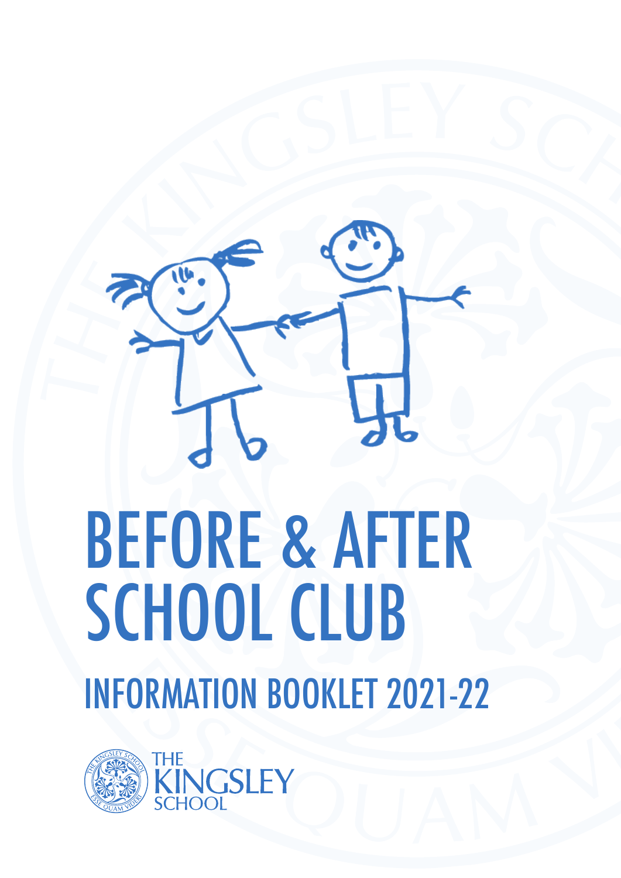# BEFORE & AFTER SCHOOL CLUB

## INFORMATION BOOKLET 2021-22

THE KINGSLEY SCHOOL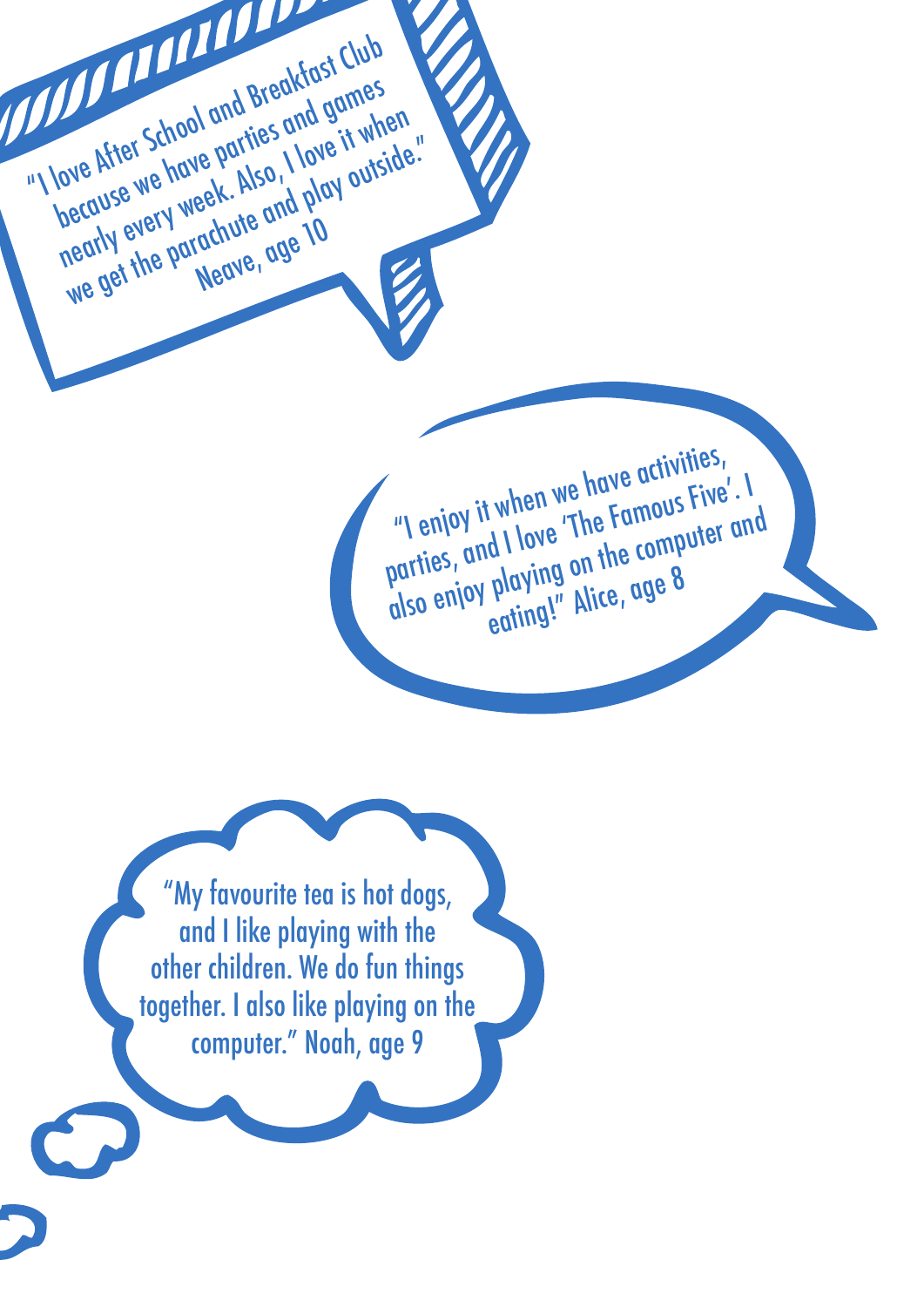"I love After School and Breakfast Club because we have parties and games nearly every week. Also, I love it when we get the parachute and play outside." Neave, age 10

"I enjoy it when we have activities, parties, and I love 'The Famous Five'. I also enjoy playing on the computer and eating!" Alice, age 8

"My favourite tea is hot dogs, and I like playing with the other children. We do fun things together. I also like playing on the computer." Noah, age 9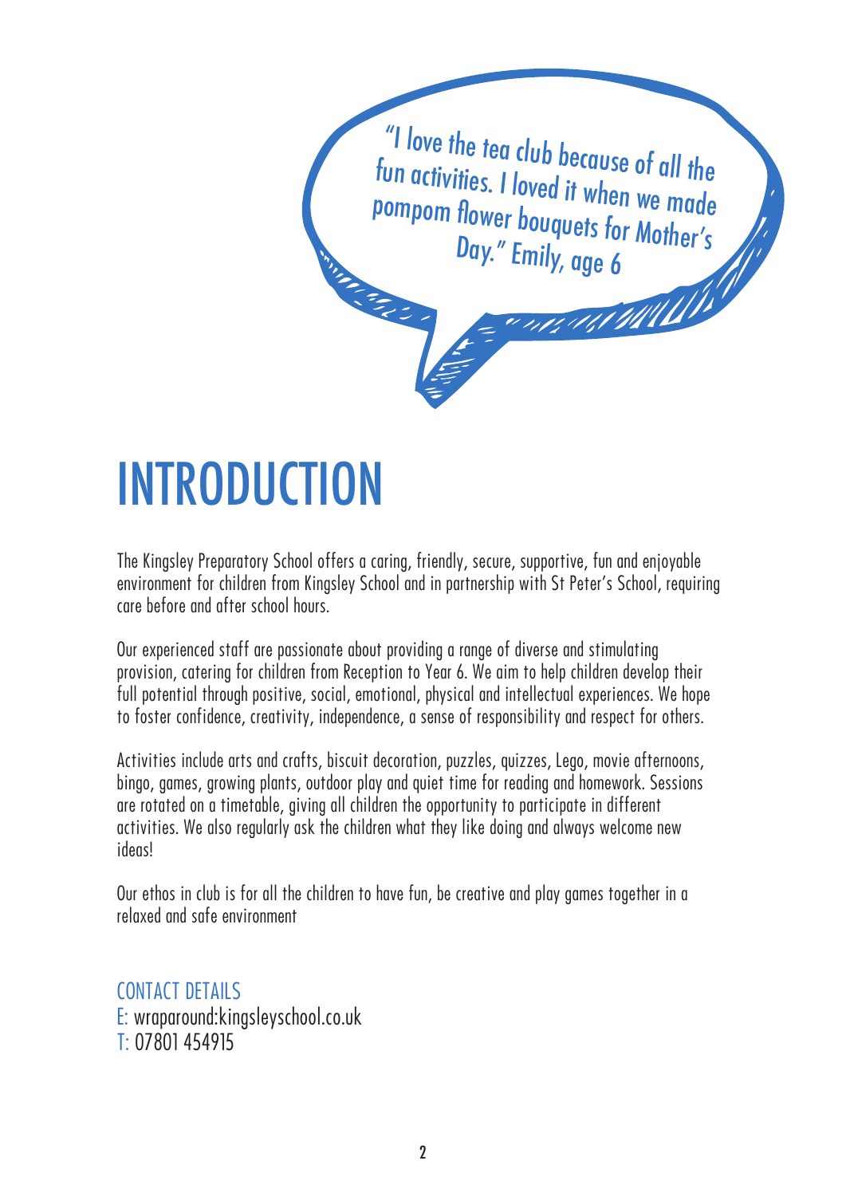"I love the tea club because of all the fun activities. I loved it when we made pompom flower bouquets for Mother's Day." Emily, age 6

# INTRODUCTION

The Kingsley Preparatory School offers a caring, friendly, secure, supportive, fun and enjoyable environment for children from Kingsley School and in partnership with St Peter's School, requiring care before and after school hours.

Our experienced staff are passionate about providing a range of diverse and stimulating provision, catering for children from Reception to Year 6. We aim to help children develop their full potential through positive, social, emotional, physical and intellectual experiences. We hope to foster confidence, creativity, independence, a sense of responsibility and respect for others.

Activities include arts and crafts, biscuit decoration, puzzles, quizzes, Lego, movie afternoons, bingo, games, growing plants, outdoor play and quiet time for reading and homework. Sessions are rotated on a timetable, giving all children the opportunity to participate in different activities. We also regularly ask the children what they like doing and always welcome new ideas!

Our ethos in club is for all the children to have fun, be creative and play games together in a relaxed and safe environment

CONTACT DETAILS
E: wraparound:kingsleyschool.co.uk
T: 07801 454915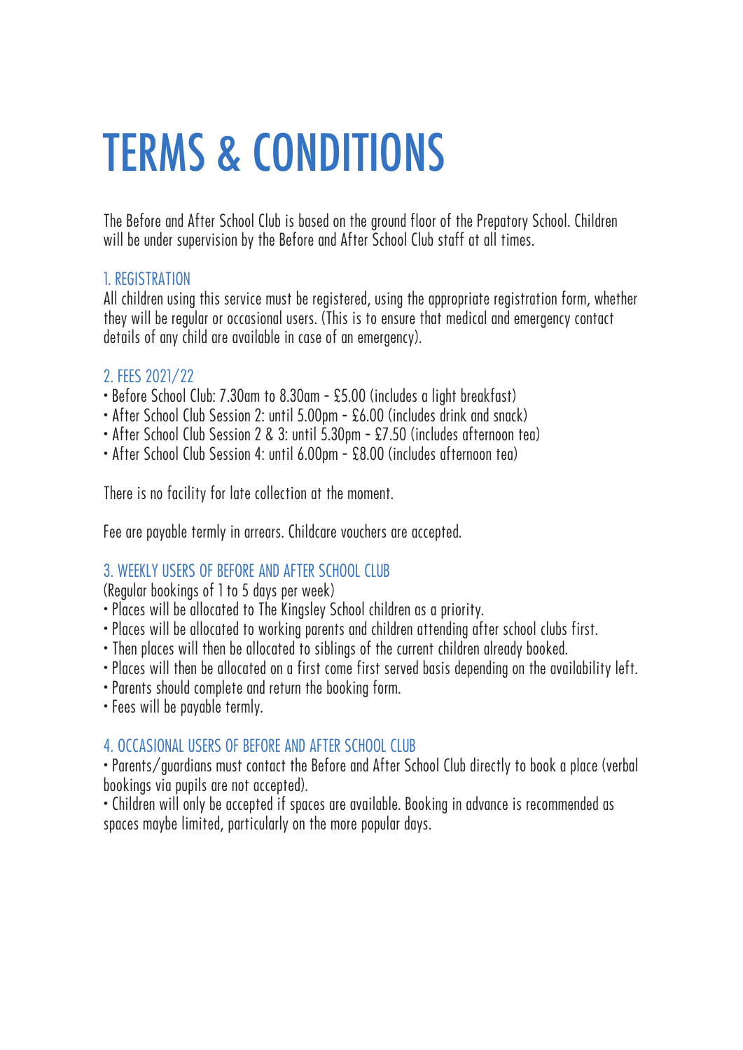# TERMS & CONDITIONS

The Before and After School Club is based on the ground floor of the Prepatory School. Children will be under supervision by the Before and After School Club staff at all times.

## 1. REGISTRATION

All children using this service must be registered, using the appropriate registration form, whether they will be regular or occasional users. (This is to ensure that medical and emergency contact details of any child are available in case of an emergency).

## 2. FEES 2021/22

- Before School Club: 7.30am to 8.30am - £5.00 (includes a light breakfast)
- After School Club Session 2: until 5.00pm - £6.00 (includes drink and snack)
- After School Club Session 2 & 3: until 5.30pm - £7.50 (includes afternoon tea)
- After School Club Session 4: until 6.00pm - £8.00 (includes afternoon tea)

There is no facility for late collection at the moment.

Fee are payable termly in arrears. Childcare vouchers are accepted.

## 3. WEEKLY USERS OF BEFORE AND AFTER SCHOOL CLUB

(Regular bookings of 1 to 5 days per week)

- Places will be allocated to The Kingsley School children as a priority.
- Places will be allocated to working parents and children attending after school clubs first.
- Then places will then be allocated to siblings of the current children already booked.
- Places will then be allocated on a first come first served basis depending on the availability left.
- Parents should complete and return the booking form.
- Fees will be payable termly.

## 4. OCCASIONAL USERS OF BEFORE AND AFTER SCHOOL CLUB

- Parents/guardians must contact the Before and After School Club directly to book a place (verbal bookings via pupils are not accepted).
- Children will only be accepted if spaces are available. Booking in advance is recommended as spaces maybe limited, particularly on the more popular days.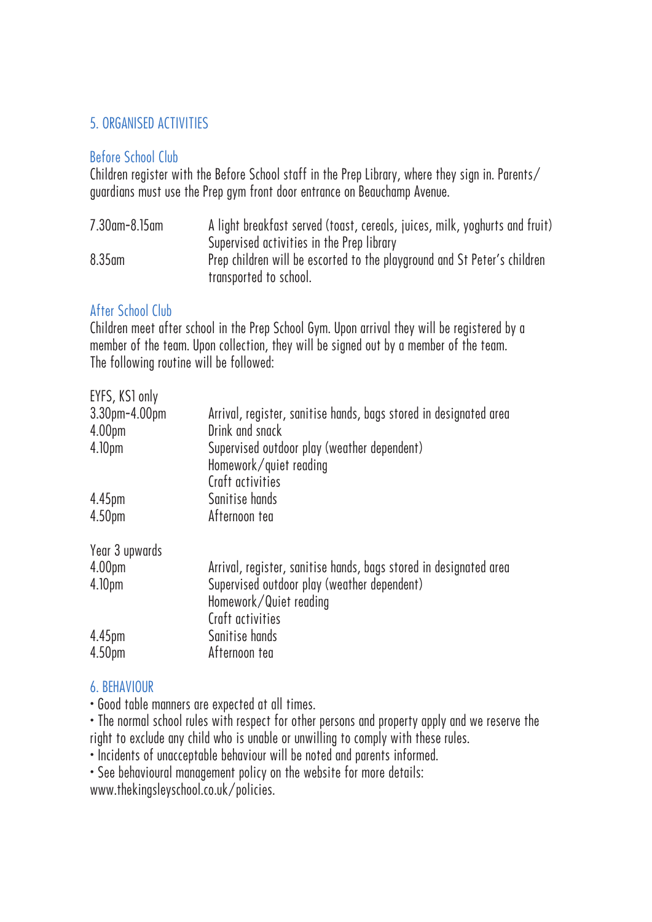## 5. ORGANISED ACTIVITIES

### Before School Club

Children register with the Before School staff in the Prep Library, where they sign in. Parents/guardians must use the Prep gym front door entrance on Beauchamp Avenue.

| | |
|---|---|
| 7.30am-8.15am | A light breakfast served (toast, cereals, juices, milk, yoghurts and fruit)<br>Supervised activities in the Prep library |
| 8.35am | Prep children will be escorted to the playground and St Peter's children transported to school. |

### After School Club

Children meet after school in the Prep School Gym. Upon arrival they will be registered by a member of the team. Upon collection, they will be signed out by a member of the team.
The following routine will be followed:

EYFS, KS1 only

| | |
|---|---|
| 3.30pm-4.00pm | Arrival, register, sanitise hands, bags stored in designated area |
| 4.00pm | Drink and snack |
| 4.10pm | Supervised outdoor play (weather dependent)<br>Homework/quiet reading<br>Craft activities |
| 4.45pm | Sanitise hands |
| 4.50pm | Afternoon tea |

Year 3 upwards

| | |
|---|---|
| 4.00pm | Arrival, register, sanitise hands, bags stored in designated area |
| 4.10pm | Supervised outdoor play (weather dependent)<br>Homework/Quiet reading<br>Craft activities |
| 4.45pm | Sanitise hands |
| 4.50pm | Afternoon tea |

## 6. BEHAVIOUR

- Good table manners are expected at all times.
- The normal school rules with respect for other persons and property apply and we reserve the right to exclude any child who is unable or unwilling to comply with these rules.
- Incidents of unacceptable behaviour will be noted and parents informed.
- See behavioural management policy on the website for more details: www.thekingsleyschool.co.uk/policies.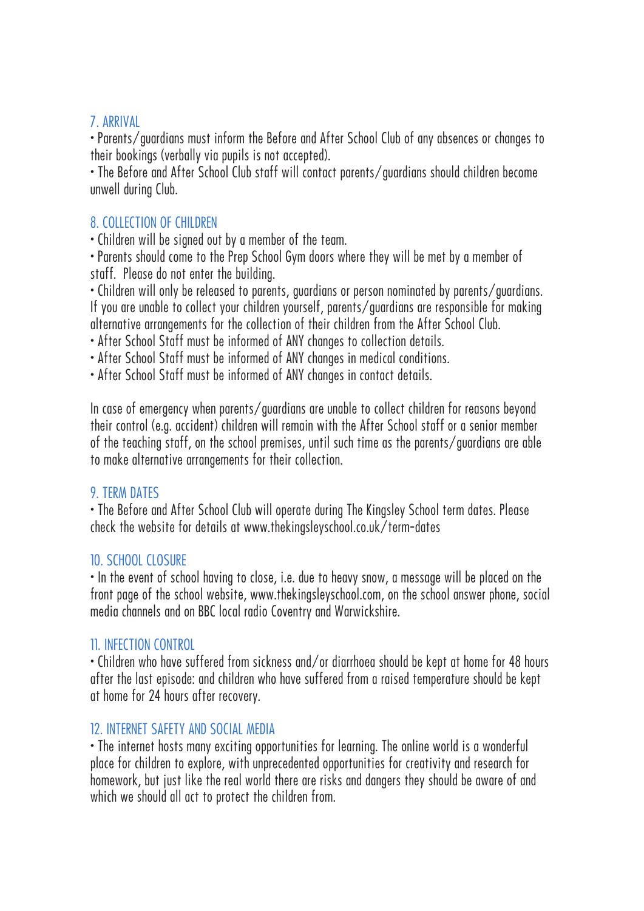## 7. ARRIVAL

- Parents/guardians must inform the Before and After School Club of any absences or changes to their bookings (verbally via pupils is not accepted).
- The Before and After School Club staff will contact parents/guardians should children become unwell during Club.

## 8. COLLECTION OF CHILDREN

- Children will be signed out by a member of the team.
- Parents should come to the Prep School Gym doors where they will be met by a member of staff. Please do not enter the building.
- Children will only be released to parents, guardians or person nominated by parents/guardians. If you are unable to collect your children yourself, parents/guardians are responsible for making alternative arrangements for the collection of their children from the After School Club.
- After School Staff must be informed of ANY changes to collection details.
- After School Staff must be informed of ANY changes in medical conditions.
- After School Staff must be informed of ANY changes in contact details.

In case of emergency when parents/guardians are unable to collect children for reasons beyond their control (e.g. accident) children will remain with the After School staff or a senior member of the teaching staff, on the school premises, until such time as the parents/guardians are able to make alternative arrangements for their collection.

## 9. TERM DATES

- The Before and After School Club will operate during The Kingsley School term dates. Please check the website for details at www.thekingsleyschool.co.uk/term-dates

## 10. SCHOOL CLOSURE

- In the event of school having to close, i.e. due to heavy snow, a message will be placed on the front page of the school website, www.thekingsleyschool.com, on the school answer phone, social media channels and on BBC local radio Coventry and Warwickshire.

## 11. INFECTION CONTROL

- Children who have suffered from sickness and/or diarrhoea should be kept at home for 48 hours after the last episode: and children who have suffered from a raised temperature should be kept at home for 24 hours after recovery.

## 12. INTERNET SAFETY AND SOCIAL MEDIA

- The internet hosts many exciting opportunities for learning. The online world is a wonderful place for children to explore, with unprecedented opportunities for creativity and research for homework, but just like the real world there are risks and dangers they should be aware of and which we should all act to protect the children from.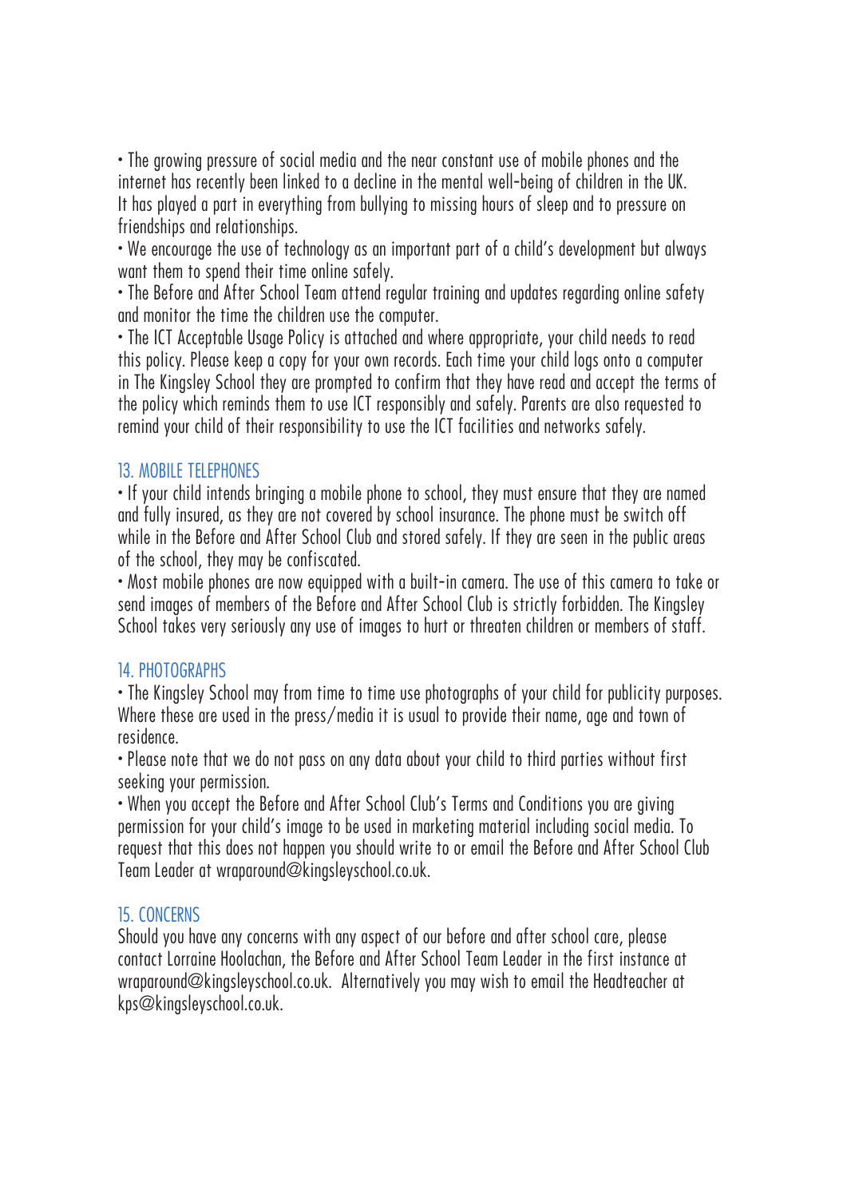- The growing pressure of social media and the near constant use of mobile phones and the internet has recently been linked to a decline in the mental well-being of children in the UK. It has played a part in everything from bullying to missing hours of sleep and to pressure on friendships and relationships.
- We encourage the use of technology as an important part of a child's development but always want them to spend their time online safely.
- The Before and After School Team attend regular training and updates regarding online safety and monitor the time the children use the computer.
- The ICT Acceptable Usage Policy is attached and where appropriate, your child needs to read this policy. Please keep a copy for your own records. Each time your child logs onto a computer in The Kingsley School they are prompted to confirm that they have read and accept the terms of the policy which reminds them to use ICT responsibly and safely. Parents are also requested to remind your child of their responsibility to use the ICT facilities and networks safely.

## 13. MOBILE TELEPHONES

- If your child intends bringing a mobile phone to school, they must ensure that they are named and fully insured, as they are not covered by school insurance. The phone must be switch off while in the Before and After School Club and stored safely. If they are seen in the public areas of the school, they may be confiscated.
- Most mobile phones are now equipped with a built-in camera. The use of this camera to take or send images of members of the Before and After School Club is strictly forbidden. The Kingsley School takes very seriously any use of images to hurt or threaten children or members of staff.

## 14. PHOTOGRAPHS

- The Kingsley School may from time to time use photographs of your child for publicity purposes. Where these are used in the press/media it is usual to provide their name, age and town of residence.
- Please note that we do not pass on any data about your child to third parties without first seeking your permission.
- When you accept the Before and After School Club's Terms and Conditions you are giving permission for your child's image to be used in marketing material including social media. To request that this does not happen you should write to or email the Before and After School Club Team Leader at wraparound@kingsleyschool.co.uk.

## 15. CONCERNS

Should you have any concerns with any aspect of our before and after school care, please contact Lorraine Hoolachan, the Before and After School Team Leader in the first instance at wraparound@kingsleyschool.co.uk. Alternatively you may wish to email the Headteacher at kps@kingsleyschool.co.uk.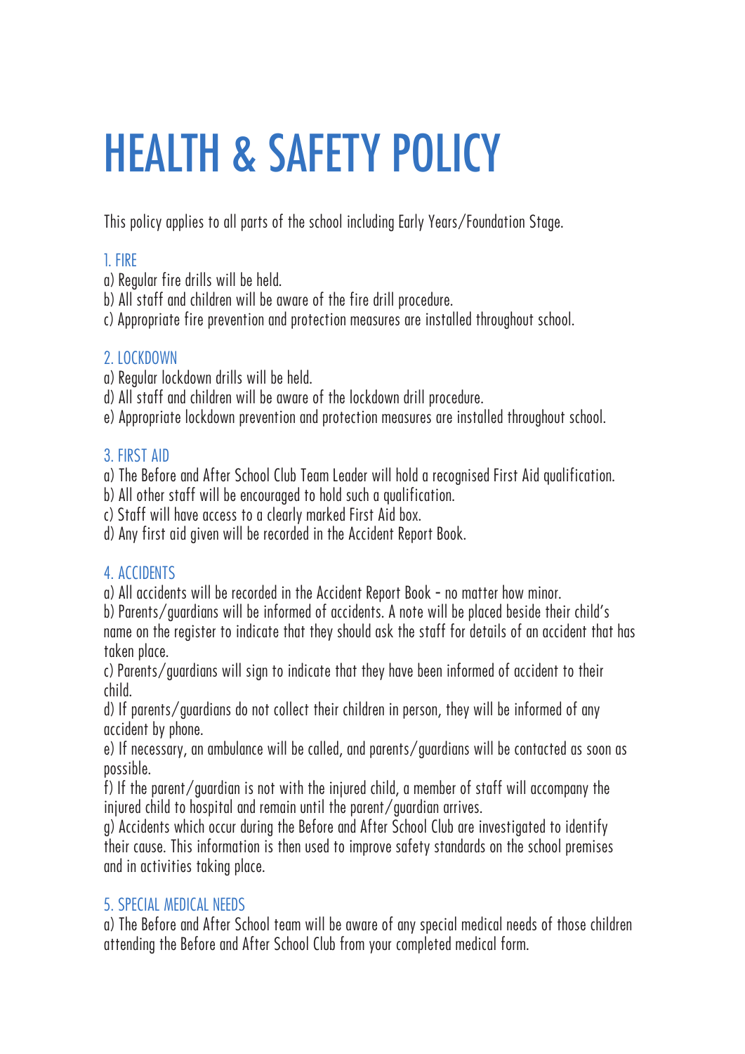# HEALTH & SAFETY POLICY

This policy applies to all parts of the school including Early Years/Foundation Stage.

## 1. FIRE

a) Regular fire drills will be held.
b) All staff and children will be aware of the fire drill procedure.
c) Appropriate fire prevention and protection measures are installed throughout school.

## 2. LOCKDOWN

a) Regular lockdown drills will be held.
d) All staff and children will be aware of the lockdown drill procedure.
e) Appropriate lockdown prevention and protection measures are installed throughout school.

## 3. FIRST AID

a) The Before and After School Club Team Leader will hold a recognised First Aid qualification.
b) All other staff will be encouraged to hold such a qualification.
c) Staff will have access to a clearly marked First Aid box.
d) Any first aid given will be recorded in the Accident Report Book.

## 4. ACCIDENTS

a) All accidents will be recorded in the Accident Report Book - no matter how minor.
b) Parents/guardians will be informed of accidents. A note will be placed beside their child's name on the register to indicate that they should ask the staff for details of an accident that has taken place.
c) Parents/guardians will sign to indicate that they have been informed of accident to their child.
d) If parents/guardians do not collect their children in person, they will be informed of any accident by phone.
e) If necessary, an ambulance will be called, and parents/guardians will be contacted as soon as possible.
f) If the parent/guardian is not with the injured child, a member of staff will accompany the injured child to hospital and remain until the parent/guardian arrives.
g) Accidents which occur during the Before and After School Club are investigated to identify their cause. This information is then used to improve safety standards on the school premises and in activities taking place.

## 5. SPECIAL MEDICAL NEEDS

a) The Before and After School team will be aware of any special medical needs of those children attending the Before and After School Club from your completed medical form.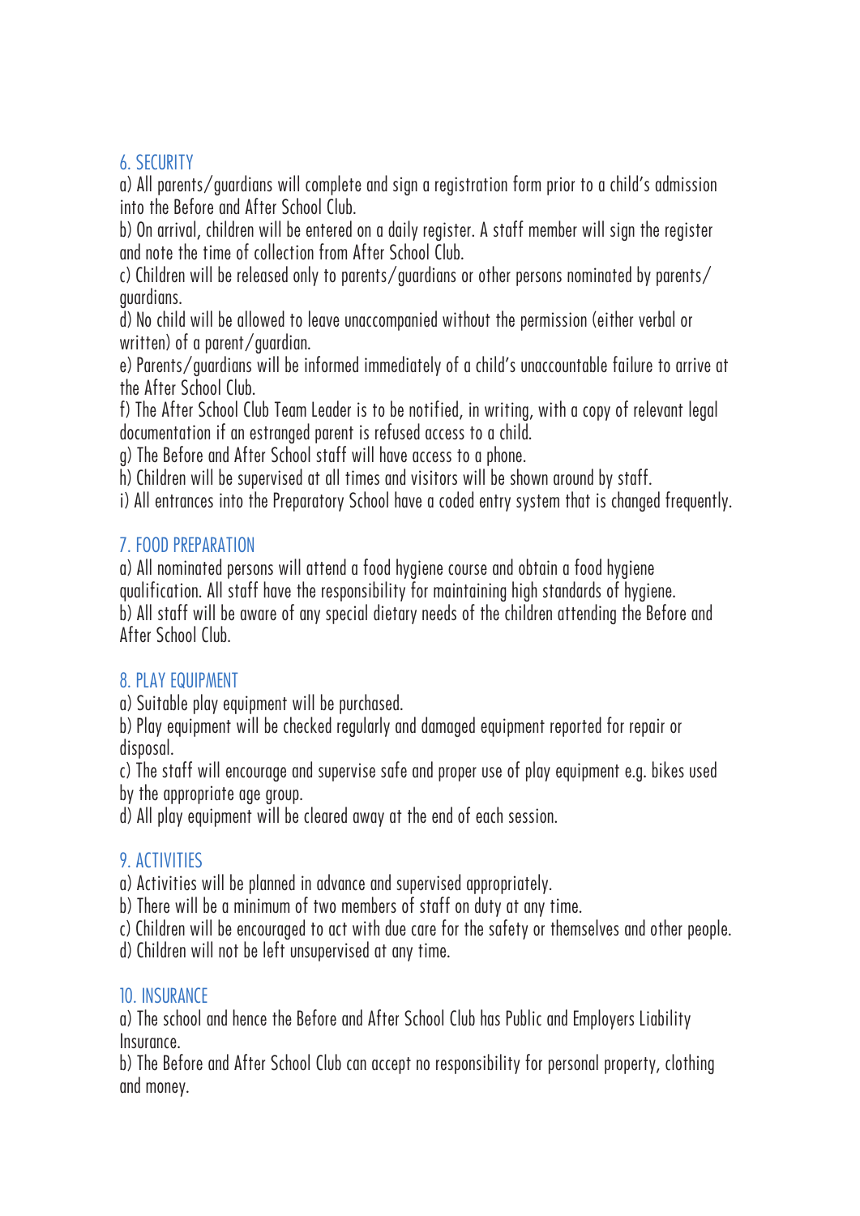## 6. SECURITY

a) All parents/guardians will complete and sign a registration form prior to a child's admission into the Before and After School Club.

b) On arrival, children will be entered on a daily register. A staff member will sign the register and note the time of collection from After School Club.

c) Children will be released only to parents/guardians or other persons nominated by parents/guardians.

d) No child will be allowed to leave unaccompanied without the permission (either verbal or written) of a parent/guardian.

e) Parents/guardians will be informed immediately of a child's unaccountable failure to arrive at the After School Club.

f) The After School Club Team Leader is to be notified, in writing, with a copy of relevant legal documentation if an estranged parent is refused access to a child.

g) The Before and After School staff will have access to a phone.

h) Children will be supervised at all times and visitors will be shown around by staff.

i) All entrances into the Preparatory School have a coded entry system that is changed frequently.

## 7. FOOD PREPARATION

a) All nominated persons will attend a food hygiene course and obtain a food hygiene qualification. All staff have the responsibility for maintaining high standards of hygiene.

b) All staff will be aware of any special dietary needs of the children attending the Before and After School Club.

## 8. PLAY EQUIPMENT

a) Suitable play equipment will be purchased.

b) Play equipment will be checked regularly and damaged equipment reported for repair or disposal.

c) The staff will encourage and supervise safe and proper use of play equipment e.g. bikes used by the appropriate age group.

d) All play equipment will be cleared away at the end of each session.

## 9. ACTIVITIES

a) Activities will be planned in advance and supervised appropriately.

b) There will be a minimum of two members of staff on duty at any time.

c) Children will be encouraged to act with due care for the safety or themselves and other people.

d) Children will not be left unsupervised at any time.

## 10. INSURANCE

a) The school and hence the Before and After School Club has Public and Employers Liability Insurance.

b) The Before and After School Club can accept no responsibility for personal property, clothing and money.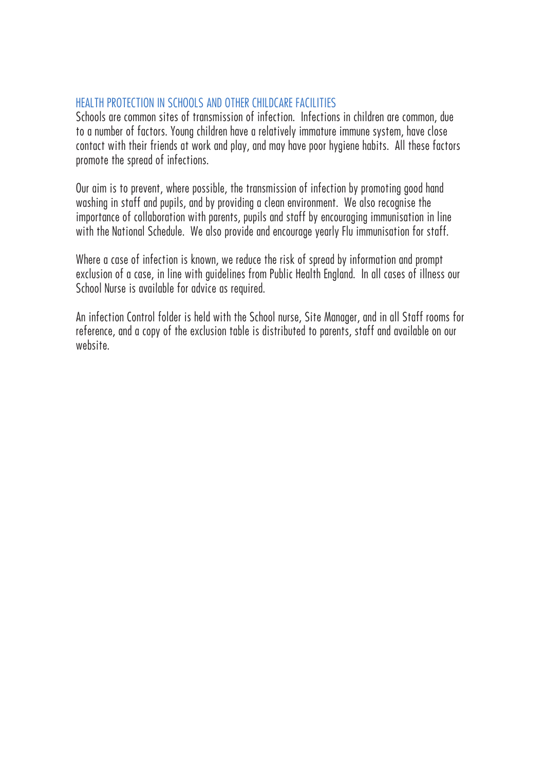## HEALTH PROTECTION IN SCHOOLS AND OTHER CHILDCARE FACILITIES

Schools are common sites of transmission of infection. Infections in children are common, due to a number of factors. Young children have a relatively immature immune system, have close contact with their friends at work and play, and may have poor hygiene habits. All these factors promote the spread of infections.

Our aim is to prevent, where possible, the transmission of infection by promoting good hand washing in staff and pupils, and by providing a clean environment. We also recognise the importance of collaboration with parents, pupils and staff by encouraging immunisation in line with the National Schedule. We also provide and encourage yearly Flu immunisation for staff.

Where a case of infection is known, we reduce the risk of spread by information and prompt exclusion of a case, in line with guidelines from Public Health England. In all cases of illness our School Nurse is available for advice as required.

An infection Control folder is held with the School nurse, Site Manager, and in all Staff rooms for reference, and a copy of the exclusion table is distributed to parents, staff and available on our website.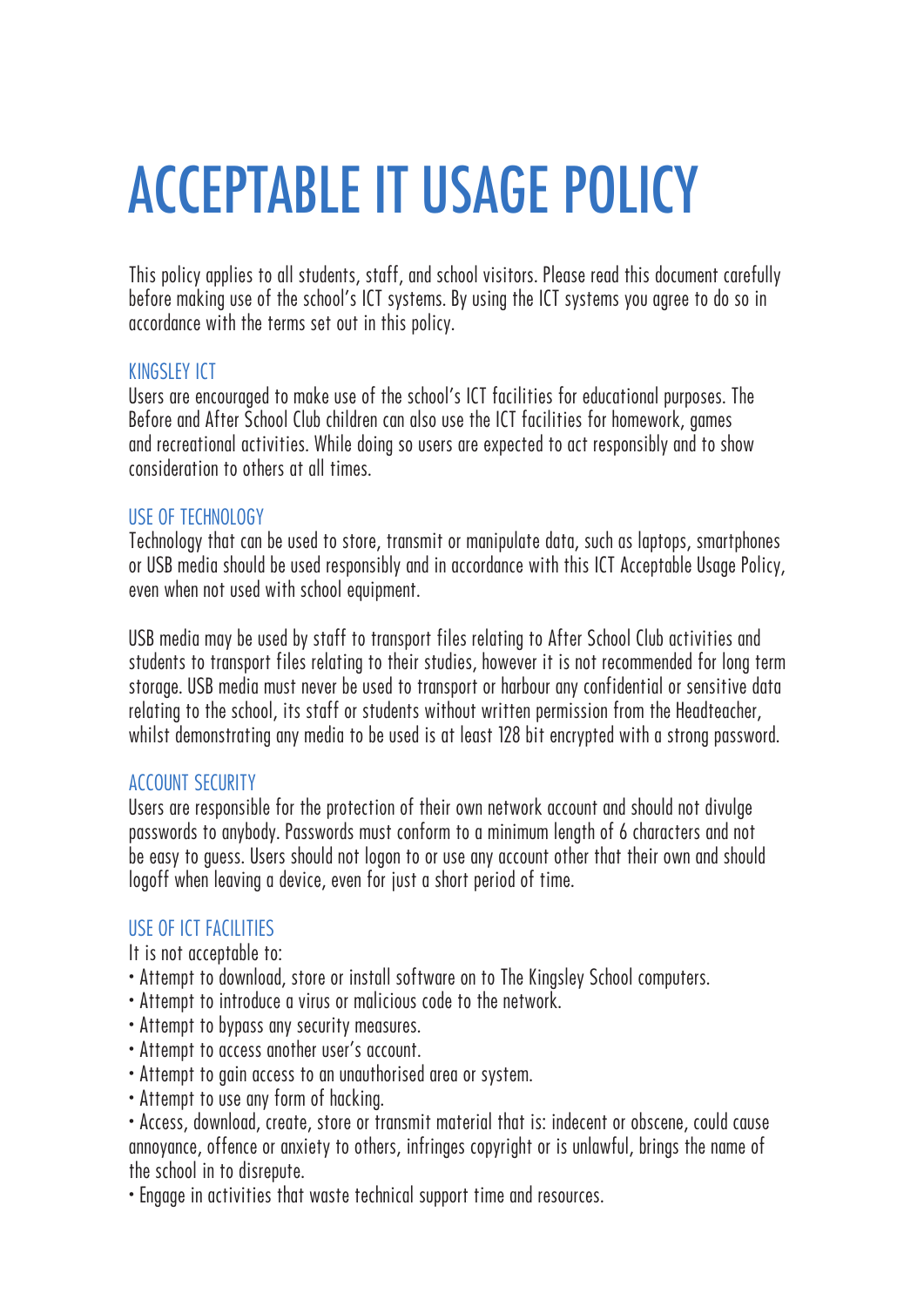# ACCEPTABLE IT USAGE POLICY

This policy applies to all students, staff, and school visitors. Please read this document carefully before making use of the school's ICT systems. By using the ICT systems you agree to do so in accordance with the terms set out in this policy.

## KINGSLEY ICT

Users are encouraged to make use of the school's ICT facilities for educational purposes. The Before and After School Club children can also use the ICT facilities for homework, games and recreational activities. While doing so users are expected to act responsibly and to show consideration to others at all times.

## USE OF TECHNOLOGY

Technology that can be used to store, transmit or manipulate data, such as laptops, smartphones or USB media should be used responsibly and in accordance with this ICT Acceptable Usage Policy, even when not used with school equipment.

USB media may be used by staff to transport files relating to After School Club activities and students to transport files relating to their studies, however it is not recommended for long term storage. USB media must never be used to transport or harbour any confidential or sensitive data relating to the school, its staff or students without written permission from the Headteacher, whilst demonstrating any media to be used is at least 128 bit encrypted with a strong password.

## ACCOUNT SECURITY

Users are responsible for the protection of their own network account and should not divulge passwords to anybody. Passwords must conform to a minimum length of 6 characters and not be easy to guess. Users should not logon to or use any account other that their own and should logoff when leaving a device, even for just a short period of time.

## USE OF ICT FACILITIES

It is not acceptable to:

- Attempt to download, store or install software on to The Kingsley School computers.
- Attempt to introduce a virus or malicious code to the network.
- Attempt to bypass any security measures.
- Attempt to access another user's account.
- Attempt to gain access to an unauthorised area or system.
- Attempt to use any form of hacking.
- Access, download, create, store or transmit material that is: indecent or obscene, could cause annoyance, offence or anxiety to others, infringes copyright or is unlawful, brings the name of the school in to disrepute.
- Engage in activities that waste technical support time and resources.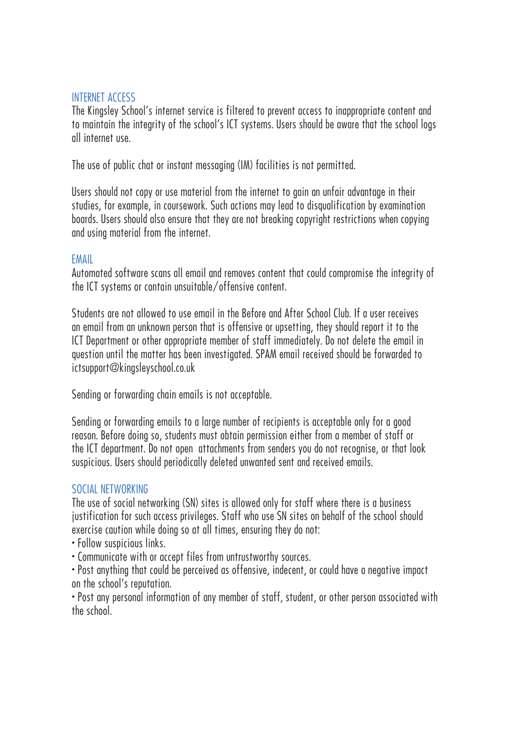## INTERNET ACCESS

The Kingsley School's internet service is filtered to prevent access to inappropriate content and to maintain the integrity of the school's ICT systems. Users should be aware that the school logs all internet use.

The use of public chat or instant messaging (IM) facilities is not permitted.

Users should not copy or use material from the internet to gain an unfair advantage in their studies, for example, in coursework. Such actions may lead to disqualification by examination boards. Users should also ensure that they are not breaking copyright restrictions when copying and using material from the internet.

## EMAIL

Automated software scans all email and removes content that could compromise the integrity of the ICT systems or contain unsuitable/offensive content.

Students are not allowed to use email in the Before and After School Club. If a user receives an email from an unknown person that is offensive or upsetting, they should report it to the ICT Department or other appropriate member of staff immediately. Do not delete the email in question until the matter has been investigated. SPAM email received should be forwarded to ictsupport@kingsleyschool.co.uk

Sending or forwarding chain emails is not acceptable.

Sending or forwarding emails to a large number of recipients is acceptable only for a good reason. Before doing so, students must obtain permission either from a member of staff or the ICT department. Do not open attachments from senders you do not recognise, or that look suspicious. Users should periodically deleted unwanted sent and received emails.

## SOCIAL NETWORKING

The use of social networking (SN) sites is allowed only for staff where there is a business justification for such access privileges. Staff who use SN sites on behalf of the school should exercise caution while doing so at all times, ensuring they do not:

- Follow suspicious links.
- Communicate with or accept files from untrustworthy sources.
- Post anything that could be perceived as offensive, indecent, or could have a negative impact on the school's reputation.
- Post any personal information of any member of staff, student, or other person associated with the school.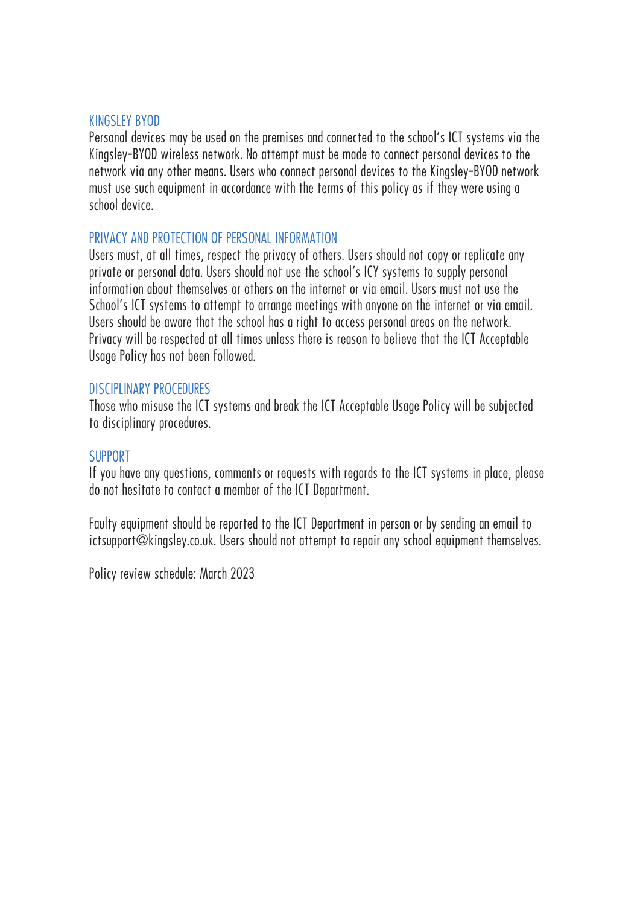## KINGSLEY BYOD

Personal devices may be used on the premises and connected to the school's ICT systems via the Kingsley-BYOD wireless network. No attempt must be made to connect personal devices to the network via any other means. Users who connect personal devices to the Kingsley-BYOD network must use such equipment in accordance with the terms of this policy as if they were using a school device.

## PRIVACY AND PROTECTION OF PERSONAL INFORMATION

Users must, at all times, respect the privacy of others. Users should not copy or replicate any private or personal data. Users should not use the school's ICY systems to supply personal information about themselves or others on the internet or via email. Users must not use the School's ICT systems to attempt to arrange meetings with anyone on the internet or via email. Users should be aware that the school has a right to access personal areas on the network. Privacy will be respected at all times unless there is reason to believe that the ICT Acceptable Usage Policy has not been followed.

## DISCIPLINARY PROCEDURES

Those who misuse the ICT systems and break the ICT Acceptable Usage Policy will be subjected to disciplinary procedures.

## SUPPORT

If you have any questions, comments or requests with regards to the ICT systems in place, please do not hesitate to contact a member of the ICT Department.

Faulty equipment should be reported to the ICT Department in person or by sending an email to ictsupport@kingsley.co.uk. Users should not attempt to repair any school equipment themselves.

Policy review schedule: March 2023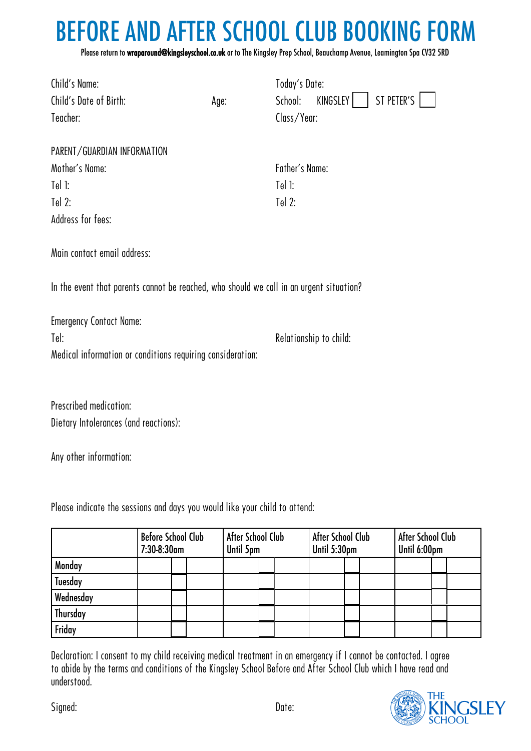# BEFORE AND AFTER SCHOOL CLUB BOOKING FORM

Please return to **wraparound@kingsleyschool.co.uk** or to The Kingsley Prep School, Beauchamp Avenue, Leamington Spa CV32 5RD

Child's Name:

Today's Date:

Child's Date of Birth: Age:

School: KINGSLEY ☐ ST PETER'S ☐

Teacher:

Class/Year:

PARENT/GUARDIAN INFORMATION

Mother's Name:

Tel 1:

Tel 2:

Father's Name:

Tel 1:

Tel 2:

Address for fees:

Main contact email address:

In the event that parents cannot be reached, who should we call in an urgent situation?

Emergency Contact Name:

Tel:

Relationship to child:

Medical information or conditions requiring consideration:

Prescribed medication:

Dietary Intolerances (and reactions):

Any other information:

Please indicate the sessions and days you would like your child to attend:

| | **Before School Club 7:30-8:30am** | **After School Club Until 5pm** | **After School Club Until 5:30pm** | **After School Club Until 6:00pm** |
|---|---|---|---|---|
| **Monday** | ☐ | ☐ | ☐ | ☐ |
| **Tuesday** | ☐ | ☐ | ☐ | ☐ |
| **Wednesday** | ☐ | ☐ | ☐ | ☐ |
| **Thursday** | ☐ | ☐ | ☐ | ☐ |
| **Friday** | ☐ | ☐ | ☐ | ☐ |

Declaration: I consent to my child receiving medical treatment in an emergency if I cannot be contacted. I agree to abide by the terms and conditions of the Kingsley School Before and After School Club which I have read and understood.

Signed:

Date:

THE KINGSLEY SCHOOL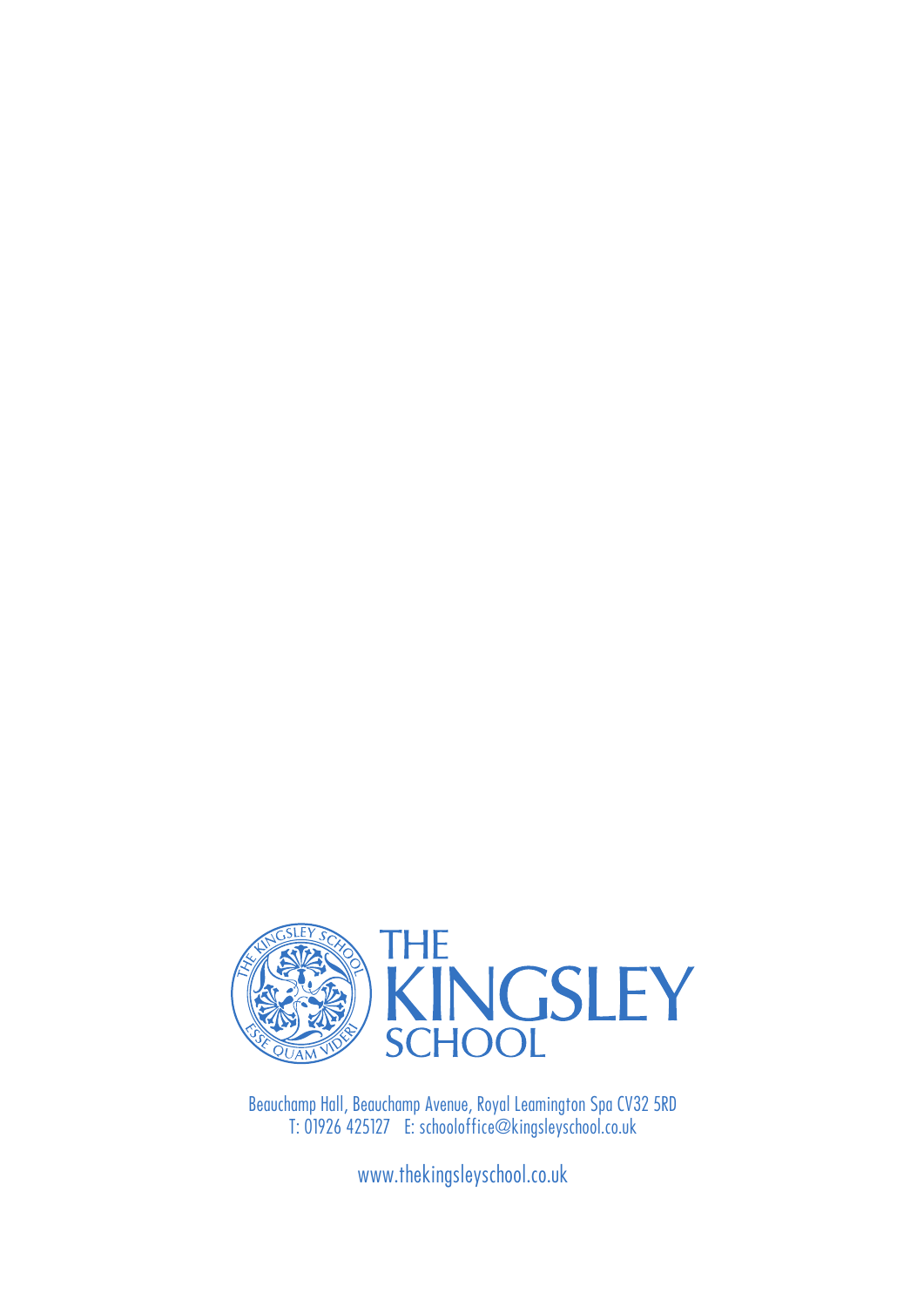THE KINGSLEY SCHOOL

Beauchamp Hall, Beauchamp Avenue, Royal Leamington Spa CV32 5RD
T: 01926 425127 E: schooloffice@kingsleyschool.co.uk

www.thekingsleyschool.co.uk